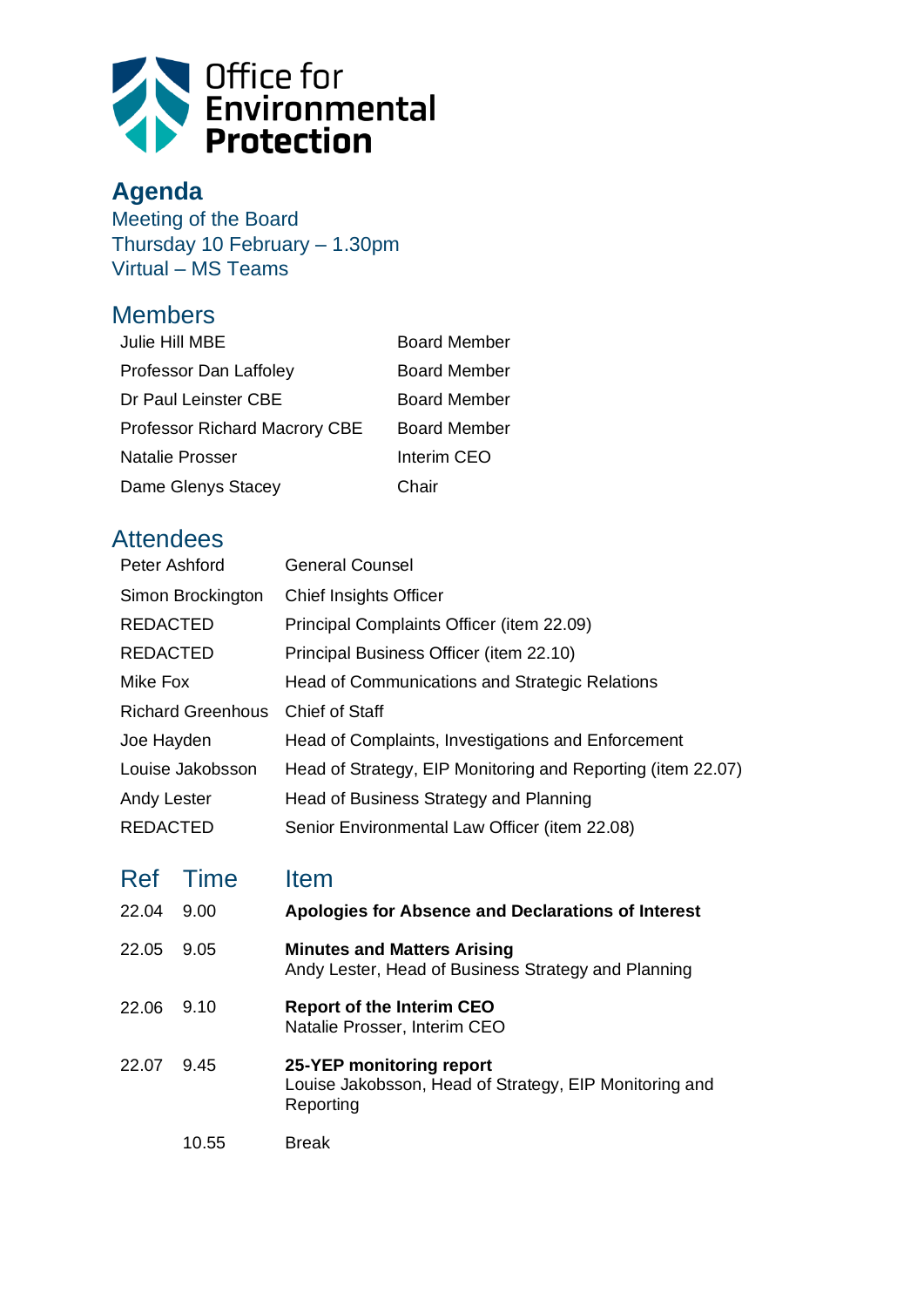Office for Environmental Protection

# Agenda

Meeting of the Board
Thursday 10 February – 1.30pm
Virtual – MS Teams

## Members

| | |
|---|---|
| Julie Hill MBE | Board Member |
| Professor Dan Laffoley | Board Member |
| Dr Paul Leinster CBE | Board Member |
| Professor Richard Macrory CBE | Board Member |
| Natalie Prosser | Interim CEO |
| Dame Glenys Stacey | Chair |

## Attendees

| | |
|---|---|
| Peter Ashford | General Counsel |
| Simon Brockington | Chief Insights Officer |
| REDACTED | Principal Complaints Officer (item 22.09) |
| REDACTED | Principal Business Officer (item 22.10) |
| Mike Fox | Head of Communications and Strategic Relations |
| Richard Greenhous | Chief of Staff |
| Joe Hayden | Head of Complaints, Investigations and Enforcement |
| Louise Jakobsson | Head of Strategy, EIP Monitoring and Reporting (item 22.07) |
| Andy Lester | Head of Business Strategy and Planning |
| REDACTED | Senior Environmental Law Officer (item 22.08) |

| Ref | Time | Item |
|---|---|---|
| 22.04 | 9.00 | **Apologies for Absence and Declarations of Interest** |
| 22.05 | 9.05 | **Minutes and Matters Arising**<br>Andy Lester, Head of Business Strategy and Planning |
| 22.06 | 9.10 | **Report of the Interim CEO**<br>Natalie Prosser, Interim CEO |
| 22.07 | 9.45 | **25-YEP monitoring report**<br>Louise Jakobsson, Head of Strategy, EIP Monitoring and Reporting |
| | 10.55 | Break |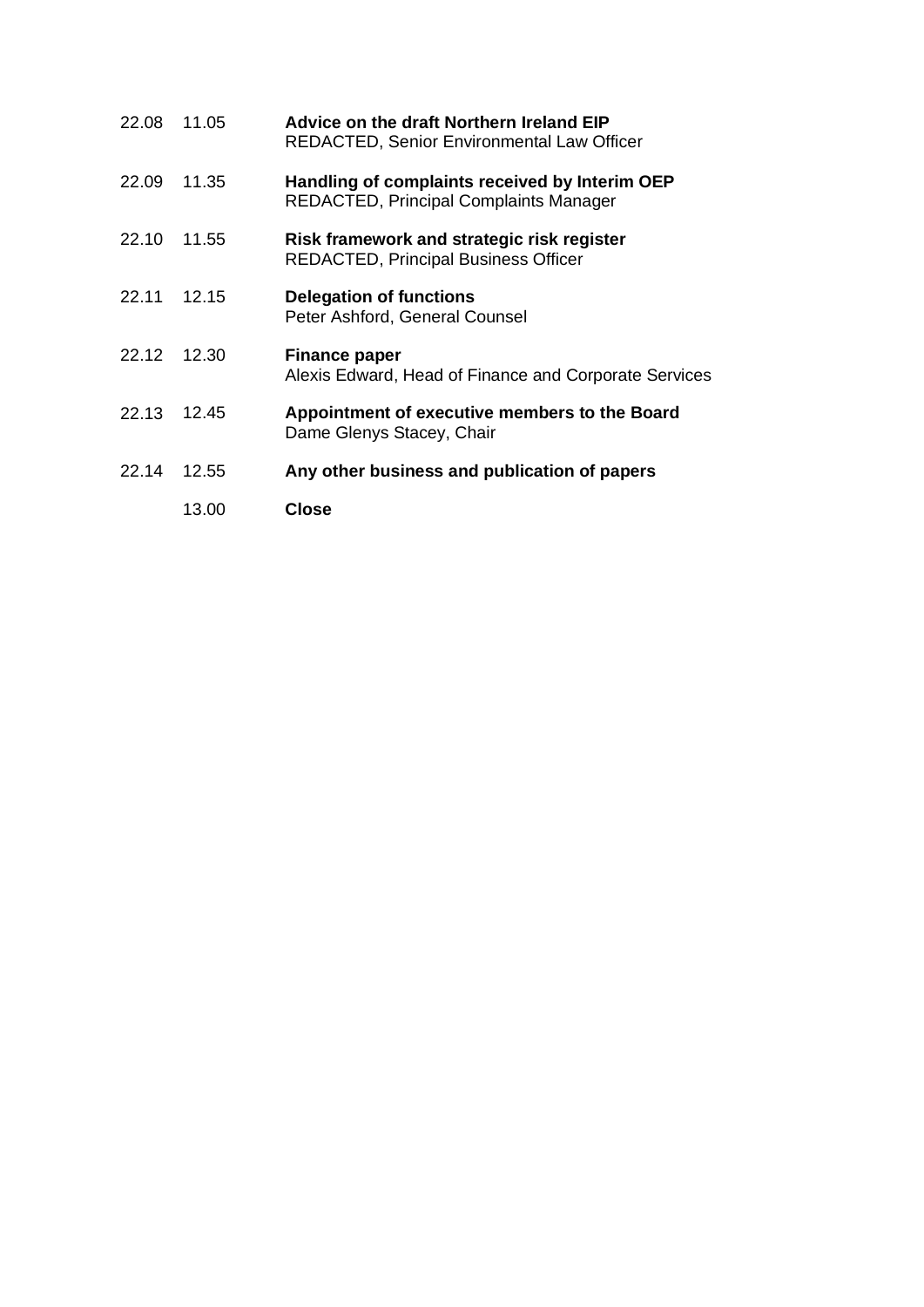| | | |
|---|---|---|
| 22.08 | 11.05 | **Advice on the draft Northern Ireland EIP**<br>REDACTED, Senior Environmental Law Officer |
| 22.09 | 11.35 | **Handling of complaints received by Interim OEP**<br>REDACTED, Principal Complaints Manager |
| 22.10 | 11.55 | **Risk framework and strategic risk register**<br>REDACTED, Principal Business Officer |
| 22.11 | 12.15 | **Delegation of functions**<br>Peter Ashford, General Counsel |
| 22.12 | 12.30 | **Finance paper**<br>Alexis Edward, Head of Finance and Corporate Services |
| 22.13 | 12.45 | **Appointment of executive members to the Board**<br>Dame Glenys Stacey, Chair |
| 22.14 | 12.55 | **Any other business and publication of papers** |
| | 13.00 | **Close** |